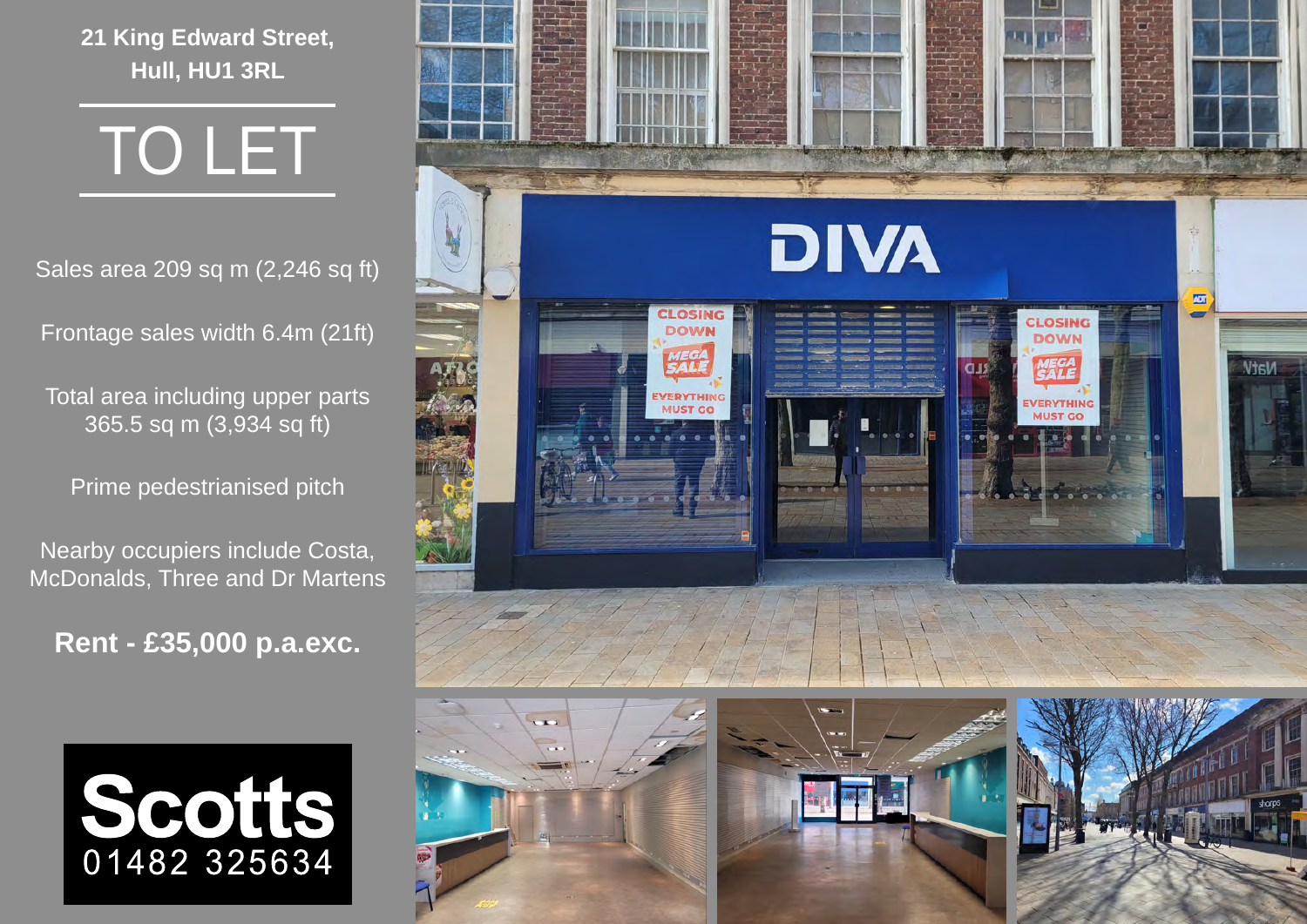**21 King Edward Street, Hull, HU1 3RL**

# TO LET

Sales area 209 sq m (2,246 sq ft)

Frontage sales width 6.4m (21ft)

Total area including upper parts 365.5 sq m (3,934 sq ft)

Prime pedestrianised pitch

Nearby occupiers include Costa, McDonalds, Three and Dr Martens

**Rent - £35,000 p.a.exc.**

**Scotts**
01482 325634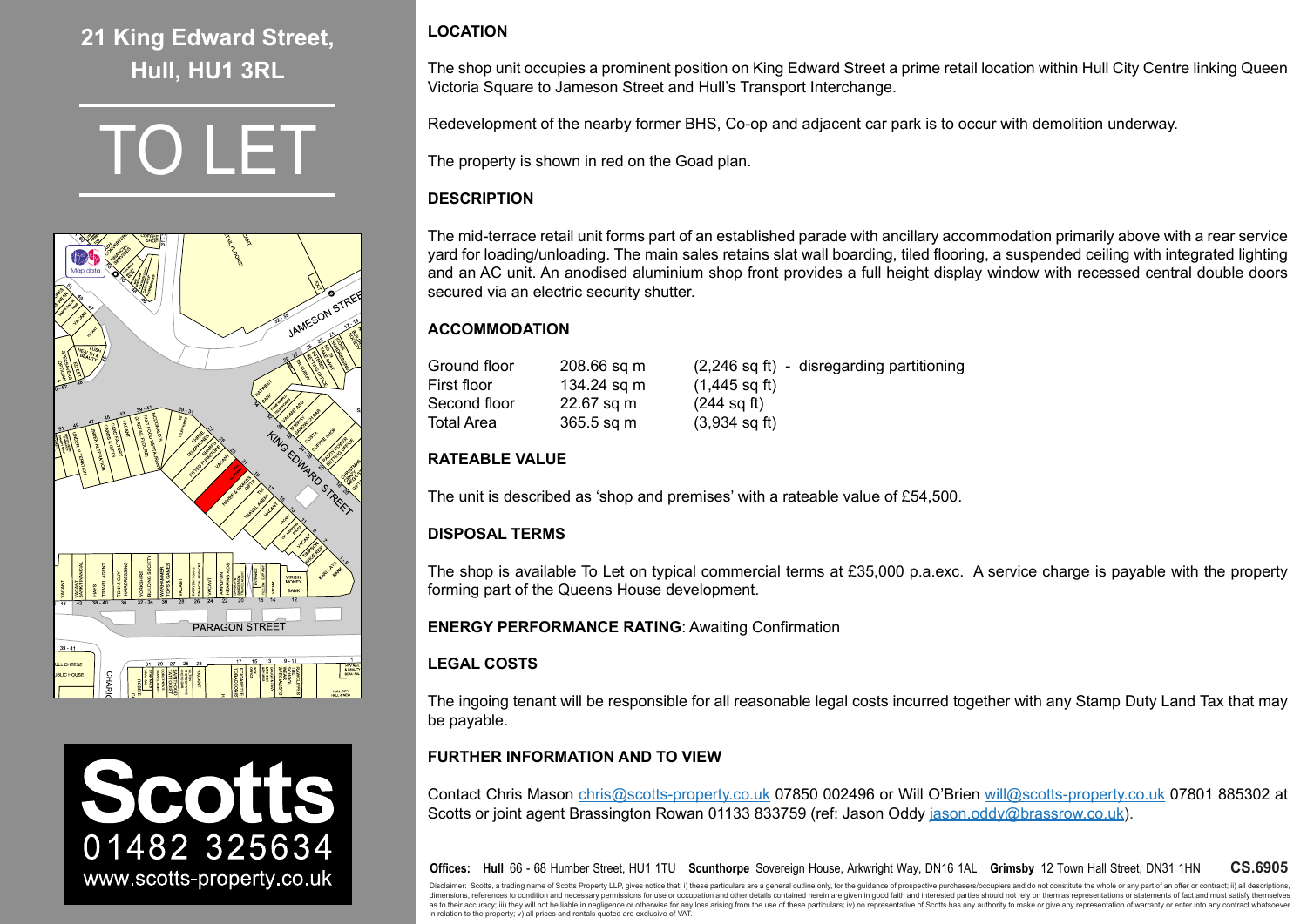# 21 King Edward Street, Hull, HU1 3RL

# TO LET

**Scotts**
01482 325634
www.scotts-property.co.uk

## LOCATION

The shop unit occupies a prominent position on King Edward Street a prime retail location within Hull City Centre linking Queen Victoria Square to Jameson Street and Hull's Transport Interchange.

Redevelopment of the nearby former BHS, Co-op and adjacent car park is to occur with demolition underway.

The property is shown in red on the Goad plan.

## DESCRIPTION

The mid-terrace retail unit forms part of an established parade with ancillary accommodation primarily above with a rear service yard for loading/unloading. The main sales retains slat wall boarding, tiled flooring, a suspended ceiling with integrated lighting and an AC unit. An anodised aluminium shop front provides a full height display window with recessed central double doors secured via an electric security shutter.

## ACCOMMODATION

| | | |
|---|---|---|
| Ground floor | 208.66 sq m | (2,246 sq ft) - disregarding partitioning |
| First floor | 134.24 sq m | (1,445 sq ft) |
| Second floor | 22.67 sq m | (244 sq ft) |
| Total Area | 365.5 sq m | (3,934 sq ft) |

## RATEABLE VALUE

The unit is described as 'shop and premises' with a rateable value of £54,500.

## DISPOSAL TERMS

The shop is available To Let on typical commercial terms at £35,000 p.a.exc. A service charge is payable with the property forming part of the Queens House development.

**ENERGY PERFORMANCE RATING**: Awaiting Confirmation

## LEGAL COSTS

The ingoing tenant will be responsible for all reasonable legal costs incurred together with any Stamp Duty Land Tax that may be payable.

## FURTHER INFORMATION AND TO VIEW

Contact Chris Mason chris@scotts-property.co.uk 07850 002496 or Will O'Brien will@scotts-property.co.uk 07801 885302 at Scotts or joint agent Brassington Rowan 01133 833759 (ref: Jason Oddy jason.oddy@brassrow.co.uk).

**Offices: Hull** 66 - 68 Humber Street, HU1 1TU **Scunthorpe** Sovereign House, Arkwright Way, DN16 1AL **Grimsby** 12 Town Hall Street, DN31 1HN **CS.6905**

Disclaimer: Scotts, a trading name of Scotts Property LLP, gives notice that: i) these particulars are a general outline only, for the guidance of prospective purchasers/occupiers and do not constitute the whole or any part of an offer or contract; ii) all descriptions, dimensions, references to condition and necessary permissions for use or occupation and other details contained herein are given in good faith and interested parties should not rely on them as representations or statements of fact and must satisfy themselves as to their accuracy; iii) they will not be liable in negligence or otherwise for any loss arising from the use of these particulars; iv) no representative of Scotts has any authority to make or give any representation of warranty or enter into any contract whatsoever in relation to the property; v) all prices and rentals quoted are exclusive of VAT.